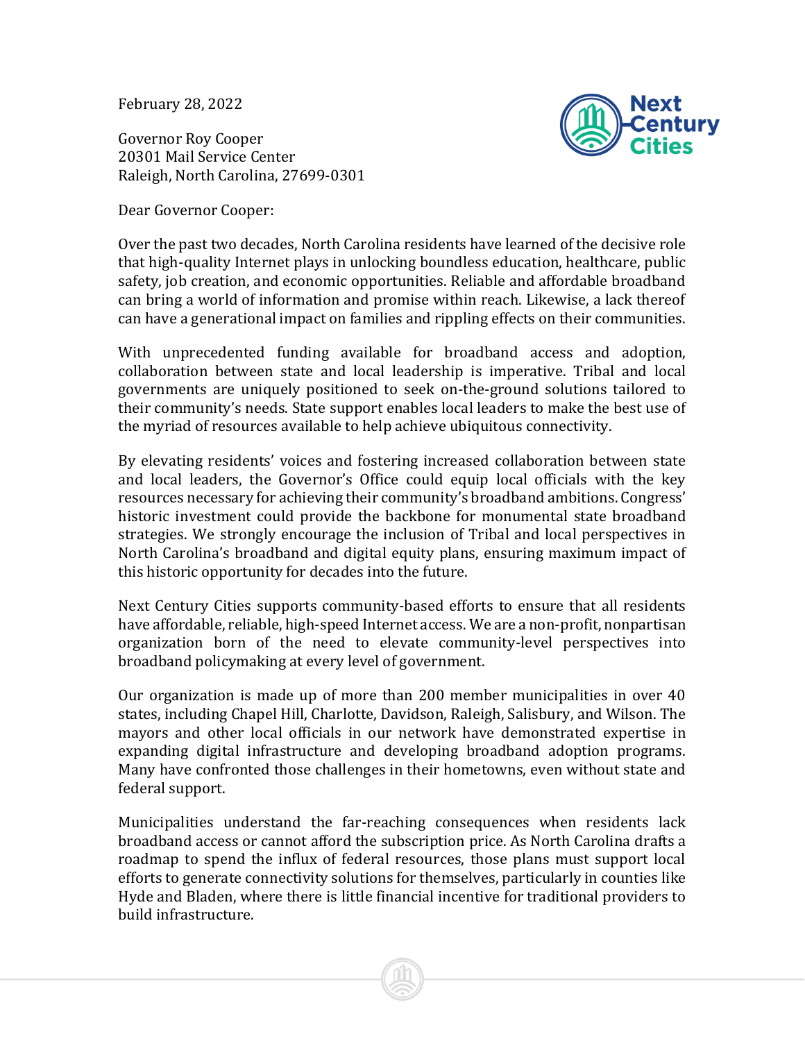February 28, 2022

Governor Roy Cooper
20301 Mail Service Center
Raleigh, North Carolina, 27699-0301

Dear Governor Cooper:

Over the past two decades, North Carolina residents have learned of the decisive role that high-quality Internet plays in unlocking boundless education, healthcare, public safety, job creation, and economic opportunities. Reliable and affordable broadband can bring a world of information and promise within reach. Likewise, a lack thereof can have a generational impact on families and rippling effects on their communities.

With unprecedented funding available for broadband access and adoption, collaboration between state and local leadership is imperative. Tribal and local governments are uniquely positioned to seek on-the-ground solutions tailored to their community's needs. State support enables local leaders to make the best use of the myriad of resources available to help achieve ubiquitous connectivity.

By elevating residents' voices and fostering increased collaboration between state and local leaders, the Governor's Office could equip local officials with the key resources necessary for achieving their community's broadband ambitions. Congress' historic investment could provide the backbone for monumental state broadband strategies. We strongly encourage the inclusion of Tribal and local perspectives in North Carolina's broadband and digital equity plans, ensuring maximum impact of this historic opportunity for decades into the future.

Next Century Cities supports community-based efforts to ensure that all residents have affordable, reliable, high-speed Internet access. We are a non-profit, nonpartisan organization born of the need to elevate community-level perspectives into broadband policymaking at every level of government.

Our organization is made up of more than 200 member municipalities in over 40 states, including Chapel Hill, Charlotte, Davidson, Raleigh, Salisbury, and Wilson. The mayors and other local officials in our network have demonstrated expertise in expanding digital infrastructure and developing broadband adoption programs. Many have confronted those challenges in their hometowns, even without state and federal support.

Municipalities understand the far-reaching consequences when residents lack broadband access or cannot afford the subscription price. As North Carolina drafts a roadmap to spend the influx of federal resources, those plans must support local efforts to generate connectivity solutions for themselves, particularly in counties like Hyde and Bladen, where there is little financial incentive for traditional providers to build infrastructure.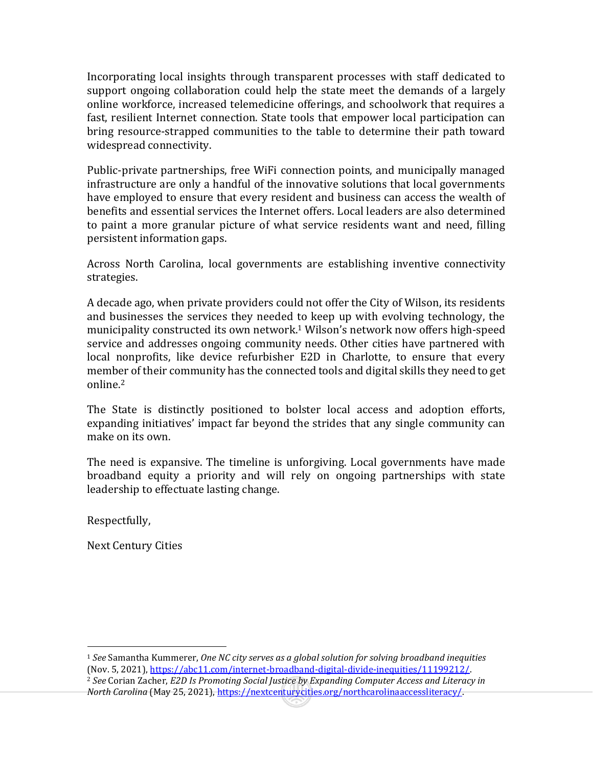Incorporating local insights through transparent processes with staff dedicated to support ongoing collaboration could help the state meet the demands of a largely online workforce, increased telemedicine offerings, and schoolwork that requires a fast, resilient Internet connection. State tools that empower local participation can bring resource-strapped communities to the table to determine their path toward widespread connectivity.

Public-private partnerships, free WiFi connection points, and municipally managed infrastructure are only a handful of the innovative solutions that local governments have employed to ensure that every resident and business can access the wealth of benefits and essential services the Internet offers. Local leaders are also determined to paint a more granular picture of what service residents want and need, filling persistent information gaps.

Across North Carolina, local governments are establishing inventive connectivity strategies.

A decade ago, when private providers could not offer the City of Wilson, its residents and businesses the services they needed to keep up with evolving technology, the municipality constructed its own network.[1] Wilson's network now offers high-speed service and addresses ongoing community needs. Other cities have partnered with local nonprofits, like device refurbisher E2D in Charlotte, to ensure that every member of their community has the connected tools and digital skills they need to get online.[2]

The State is distinctly positioned to bolster local access and adoption efforts, expanding initiatives' impact far beyond the strides that any single community can make on its own.

The need is expansive. The timeline is unforgiving. Local governments have made broadband equity a priority and will rely on ongoing partnerships with state leadership to effectuate lasting change.

Respectfully,

Next Century Cities

---

[1] *See* Samantha Kummerer, *One NC city serves as a global solution for solving broadband inequities* (Nov. 5, 2021), https://abc11.com/internet-broadband-digital-divide-inequities/11199212/.

[2] *See* Corian Zacher, *E2D Is Promoting Social Justice by Expanding Computer Access and Literacy in North Carolina* (May 25, 2021), https://nextcenturycities.org/northcarolinaaccessliteracy/.